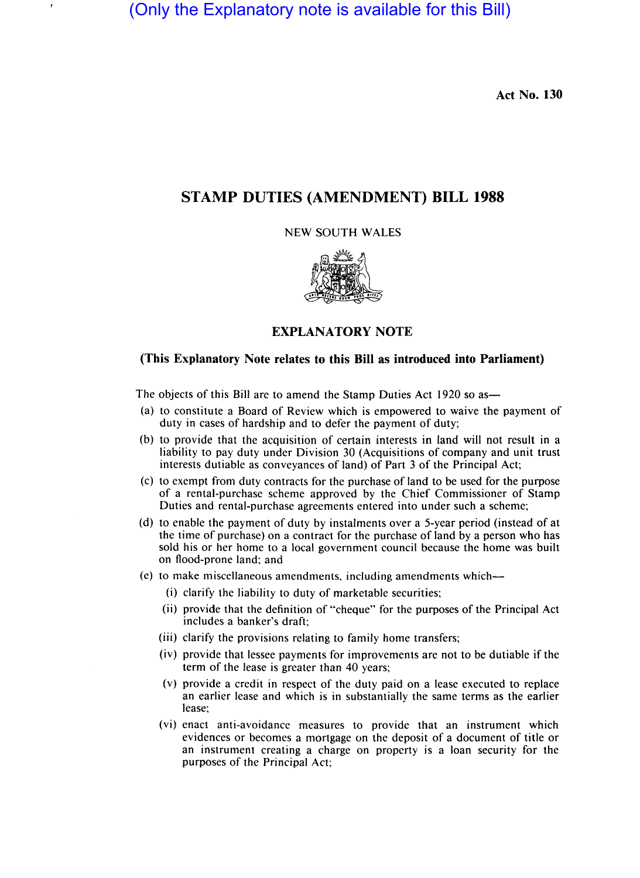(Only the Explanatory note is available for this Bill)

**Act No. 130**

# STAMP DUTIES (AMENDMENT) BILL 1988

NEW SOUTH WALES

## EXPLANATORY NOTE

### (This Explanatory Note relates to this Bill as introduced into Parliament)

The objects of this Bill are to amend the Stamp Duties Act 1920 so as—

(a) to constitute a Board of Review which is empowered to waive the payment of duty in cases of hardship and to defer the payment of duty;

(b) to provide that the acquisition of certain interests in land will not result in a liability to pay duty under Division 30 (Acquisitions of company and unit trust interests dutiable as conveyances of land) of Part 3 of the Principal Act;

(c) to exempt from duty contracts for the purchase of land to be used for the purpose of a rental-purchase scheme approved by the Chief Commissioner of Stamp Duties and rental-purchase agreements entered into under such a scheme;

(d) to enable the payment of duty by instalments over a 5-year period (instead of at the time of purchase) on a contract for the purchase of land by a person who has sold his or her home to a local government council because the home was built on flood-prone land; and

(e) to make miscellaneous amendments, including amendments which—

  (i) clarify the liability to duty of marketable securities;

  (ii) provide that the definition of "cheque" for the purposes of the Principal Act includes a banker's draft;

  (iii) clarify the provisions relating to family home transfers;

  (iv) provide that lessee payments for improvements are not to be dutiable if the term of the lease is greater than 40 years;

  (v) provide a credit in respect of the duty paid on a lease executed to replace an earlier lease and which is in substantially the same terms as the earlier lease;

  (vi) enact anti-avoidance measures to provide that an instrument which evidences or becomes a mortgage on the deposit of a document of title or an instrument creating a charge on property is a loan security for the purposes of the Principal Act;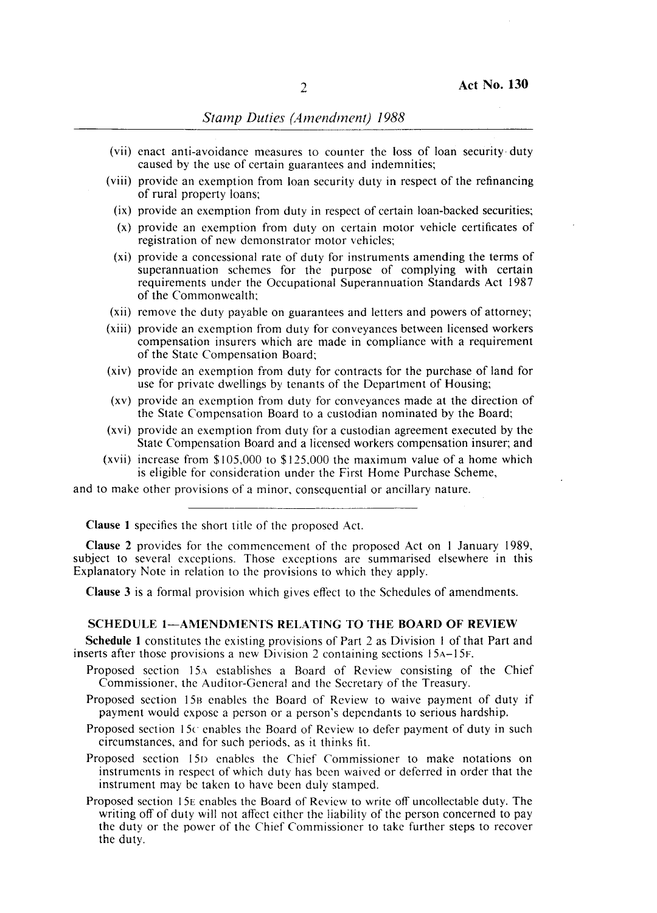(vii) enact anti-avoidance measures to counter the loss of loan security duty caused by the use of certain guarantees and indemnities;

(viii) provide an exemption from loan security duty in respect of the refinancing of rural property loans;

(ix) provide an exemption from duty in respect of certain loan-backed securities;

(x) provide an exemption from duty on certain motor vehicle certificates of registration of new demonstrator motor vehicles;

(xi) provide a concessional rate of duty for instruments amending the terms of superannuation schemes for the purpose of complying with certain requirements under the Occupational Superannuation Standards Act 1987 of the Commonwealth;

(xii) remove the duty payable on guarantees and letters and powers of attorney;

(xiii) provide an exemption from duty for conveyances between licensed workers compensation insurers which are made in compliance with a requirement of the State Compensation Board;

(xiv) provide an exemption from duty for contracts for the purchase of land for use for private dwellings by tenants of the Department of Housing;

(xv) provide an exemption from duty for conveyances made at the direction of the State Compensation Board to a custodian nominated by the Board;

(xvi) provide an exemption from duty for a custodian agreement executed by the State Compensation Board and a licensed workers compensation insurer; and

(xvii) increase from $105,000 to $125,000 the maximum value of a home which is eligible for consideration under the First Home Purchase Scheme,

and to make other provisions of a minor, consequential or ancillary nature.

---

**Clause 1** specifies the short title of the proposed Act.

**Clause 2** provides for the commencement of the proposed Act on 1 January 1989, subject to several exceptions. Those exceptions are summarised elsewhere in this Explanatory Note in relation to the provisions to which they apply.

**Clause 3** is a formal provision which gives effect to the Schedules of amendments.

## SCHEDULE 1—AMENDMENTS RELATING TO THE BOARD OF REVIEW

**Schedule 1** constitutes the existing provisions of Part 2 as Division 1 of that Part and inserts after those provisions a new Division 2 containing sections 15A–15F.

Proposed section 15A establishes a Board of Review consisting of the Chief Commissioner, the Auditor-General and the Secretary of the Treasury.

Proposed section 15B enables the Board of Review to waive payment of duty if payment would expose a person or a person's dependants to serious hardship.

Proposed section 15C enables the Board of Review to defer payment of duty in such circumstances, and for such periods, as it thinks fit.

Proposed section 15D enables the Chief Commissioner to make notations on instruments in respect of which duty has been waived or deferred in order that the instrument may be taken to have been duly stamped.

Proposed section 15E enables the Board of Review to write off uncollectable duty. The writing off of duty will not affect either the liability of the person concerned to pay the duty or the power of the Chief Commissioner to take further steps to recover the duty.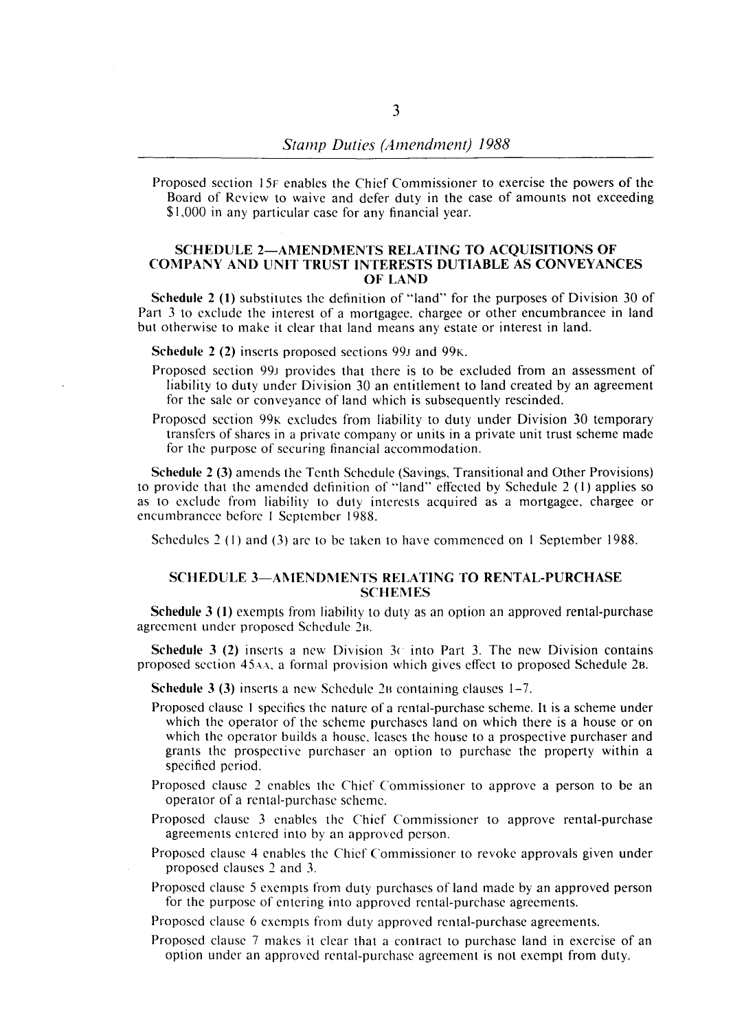Proposed section 15F enables the Chief Commissioner to exercise the powers of the Board of Review to waive and defer duty in the case of amounts not exceeding $1,000 in any particular case for any financial year.

## SCHEDULE 2—AMENDMENTS RELATING TO ACQUISITIONS OF COMPANY AND UNIT TRUST INTERESTS DUTIABLE AS CONVEYANCES OF LAND

**Schedule 2 (1)** substitutes the definition of "land" for the purposes of Division 30 of Part 3 to exclude the interest of a mortgagee, chargee or other encumbrancee in land but otherwise to make it clear that land means any estate or interest in land.

**Schedule 2 (2)** inserts proposed sections 99J and 99K.

Proposed section 99J provides that there is to be excluded from an assessment of liability to duty under Division 30 an entitlement to land created by an agreement for the sale or conveyance of land which is subsequently rescinded.

Proposed section 99K excludes from liability to duty under Division 30 temporary transfers of shares in a private company or units in a private unit trust scheme made for the purpose of securing financial accommodation.

**Schedule 2 (3)** amends the Tenth Schedule (Savings, Transitional and Other Provisions) to provide that the amended definition of "land" effected by Schedule 2 (1) applies so as to exclude from liability to duty interests acquired as a mortgagee, chargee or encumbrancee before 1 September 1988.

Schedules 2 (1) and (3) are to be taken to have commenced on 1 September 1988.

## SCHEDULE 3—AMENDMENTS RELATING TO RENTAL-PURCHASE SCHEMES

**Schedule 3 (1)** exempts from liability to duty as an option an approved rental-purchase agreement under proposed Schedule 2B.

**Schedule 3 (2)** inserts a new Division 3C into Part 3. The new Division contains proposed section 45AA, a formal provision which gives effect to proposed Schedule 2B.

**Schedule 3 (3)** inserts a new Schedule 2B containing clauses 1–7.

Proposed clause 1 specifies the nature of a rental-purchase scheme. It is a scheme under which the operator of the scheme purchases land on which there is a house or on which the operator builds a house, leases the house to a prospective purchaser and grants the prospective purchaser an option to purchase the property within a specified period.

Proposed clause 2 enables the Chief Commissioner to approve a person to be an operator of a rental-purchase scheme.

Proposed clause 3 enables the Chief Commissioner to approve rental-purchase agreements entered into by an approved person.

Proposed clause 4 enables the Chief Commissioner to revoke approvals given under proposed clauses 2 and 3.

Proposed clause 5 exempts from duty purchases of land made by an approved person for the purpose of entering into approved rental-purchase agreements.

Proposed clause 6 exempts from duty approved rental-purchase agreements.

Proposed clause 7 makes it clear that a contract to purchase land in exercise of an option under an approved rental-purchase agreement is not exempt from duty.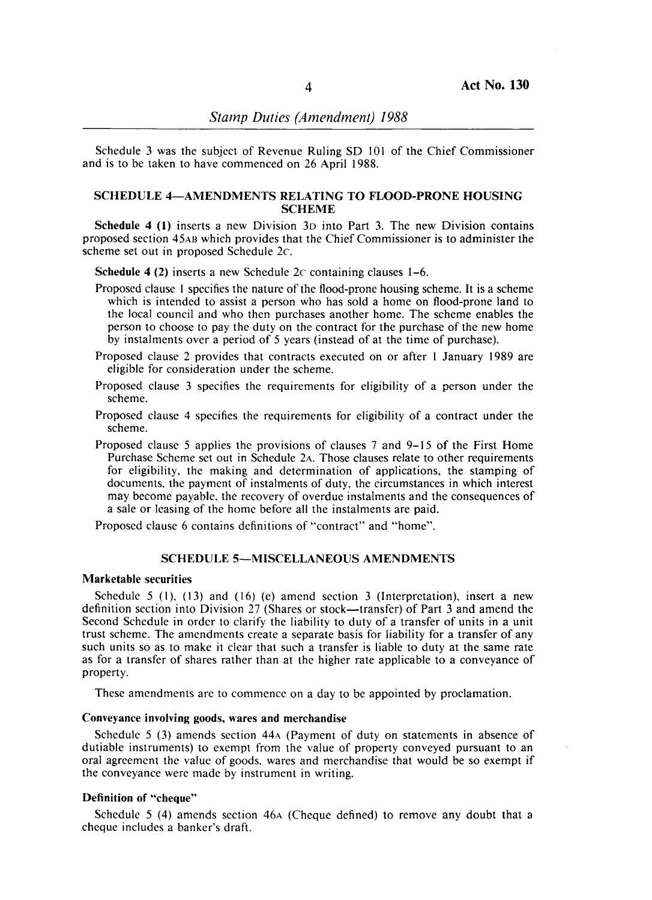Schedule 3 was the subject of Revenue Ruling SD 101 of the Chief Commissioner and is to be taken to have commenced on 26 April 1988.

## SCHEDULE 4—AMENDMENTS RELATING TO FLOOD-PRONE HOUSING SCHEME

**Schedule 4 (1)** inserts a new Division 3D into Part 3. The new Division contains proposed section 45AB which provides that the Chief Commissioner is to administer the scheme set out in proposed Schedule 2C.

**Schedule 4 (2)** inserts a new Schedule 2C containing clauses 1–6.

Proposed clause 1 specifies the nature of the flood-prone housing scheme. It is a scheme which is intended to assist a person who has sold a home on flood-prone land to the local council and who then purchases another home. The scheme enables the person to choose to pay the duty on the contract for the purchase of the new home by instalments over a period of 5 years (instead of at the time of purchase).

Proposed clause 2 provides that contracts executed on or after 1 January 1989 are eligible for consideration under the scheme.

Proposed clause 3 specifies the requirements for eligibility of a person under the scheme.

Proposed clause 4 specifies the requirements for eligibility of a contract under the scheme.

Proposed clause 5 applies the provisions of clauses 7 and 9–15 of the First Home Purchase Scheme set out in Schedule 2A. Those clauses relate to other requirements for eligibility, the making and determination of applications, the stamping of documents, the payment of instalments of duty, the circumstances in which interest may become payable, the recovery of overdue instalments and the consequences of a sale or leasing of the home before all the instalments are paid.

Proposed clause 6 contains definitions of "contract" and "home".

## SCHEDULE 5—MISCELLANEOUS AMENDMENTS

### Marketable securities

Schedule 5 (1), (13) and (16) (e) amend section 3 (Interpretation), insert a new definition section into Division 27 (Shares or stock—transfer) of Part 3 and amend the Second Schedule in order to clarify the liability to duty of a transfer of units in a unit trust scheme. The amendments create a separate basis for liability for a transfer of any such units so as to make it clear that such a transfer is liable to duty at the same rate as for a transfer of shares rather than at the higher rate applicable to a conveyance of property.

These amendments are to commence on a day to be appointed by proclamation.

### Conveyance involving goods, wares and merchandise

Schedule 5 (3) amends section 44A (Payment of duty on statements in absence of dutiable instruments) to exempt from the value of property conveyed pursuant to an oral agreement the value of goods, wares and merchandise that would be so exempt if the conveyance were made by instrument in writing.

### Definition of "cheque"

Schedule 5 (4) amends section 46A (Cheque defined) to remove any doubt that a cheque includes a banker's draft.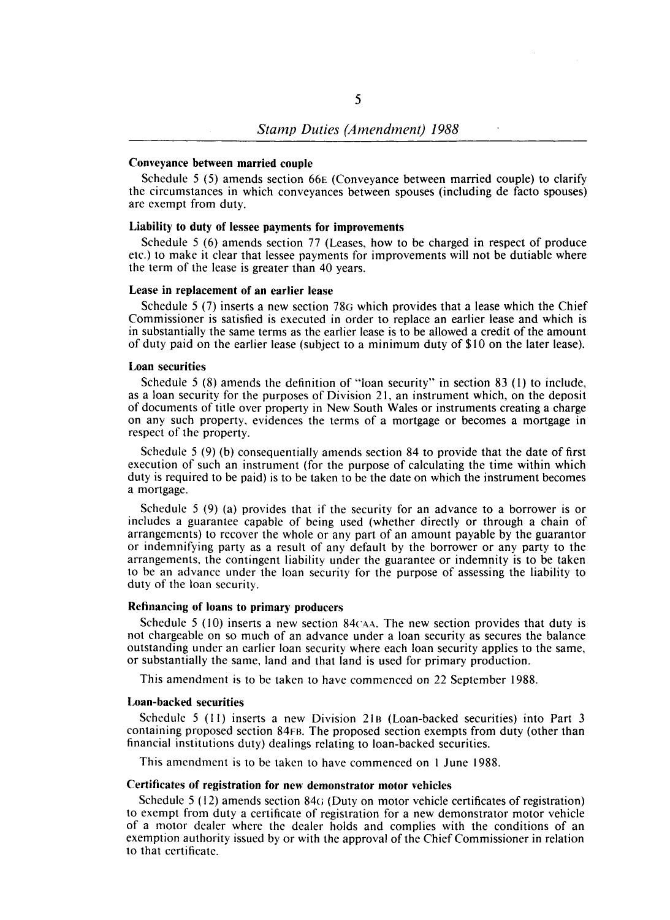#### Conveyance between married couple

Schedule 5 (5) amends section 66E (Conveyance between married couple) to clarify the circumstances in which conveyances between spouses (including de facto spouses) are exempt from duty.

#### Liability to duty of lessee payments for improvements

Schedule 5 (6) amends section 77 (Leases, how to be charged in respect of produce etc.) to make it clear that lessee payments for improvements will not be dutiable where the term of the lease is greater than 40 years.

#### Lease in replacement of an earlier lease

Schedule 5 (7) inserts a new section 78G which provides that a lease which the Chief Commissioner is satisfied is executed in order to replace an earlier lease and which is in substantially the same terms as the earlier lease is to be allowed a credit of the amount of duty paid on the earlier lease (subject to a minimum duty of $10 on the later lease).

#### Loan securities

Schedule 5 (8) amends the definition of "loan security" in section 83 (1) to include, as a loan security for the purposes of Division 21, an instrument which, on the deposit of documents of title over property in New South Wales or instruments creating a charge on any such property, evidences the terms of a mortgage or becomes a mortgage in respect of the property.

Schedule 5 (9) (b) consequentially amends section 84 to provide that the date of first execution of such an instrument (for the purpose of calculating the time within which duty is required to be paid) is to be taken to be the date on which the instrument becomes a mortgage.

Schedule 5 (9) (a) provides that if the security for an advance to a borrower is or includes a guarantee capable of being used (whether directly or through a chain of arrangements) to recover the whole or any part of an amount payable by the guarantor or indemnifying party as a result of any default by the borrower or any party to the arrangements, the contingent liability under the guarantee or indemnity is to be taken to be an advance under the loan security for the purpose of assessing the liability to duty of the loan security.

#### Refinancing of loans to primary producers

Schedule 5 (10) inserts a new section 84CAA. The new section provides that duty is not chargeable on so much of an advance under a loan security as secures the balance outstanding under an earlier loan security where each loan security applies to the same, or substantially the same, land and that land is used for primary production.

This amendment is to be taken to have commenced on 22 September 1988.

#### Loan-backed securities

Schedule 5 (11) inserts a new Division 21B (Loan-backed securities) into Part 3 containing proposed section 84FB. The proposed section exempts from duty (other than financial institutions duty) dealings relating to loan-backed securities.

This amendment is to be taken to have commenced on 1 June 1988.

#### Certificates of registration for new demonstrator motor vehicles

Schedule 5 (12) amends section 84G (Duty on motor vehicle certificates of registration) to exempt from duty a certificate of registration for a new demonstrator motor vehicle of a motor dealer where the dealer holds and complies with the conditions of an exemption authority issued by or with the approval of the Chief Commissioner in relation to that certificate.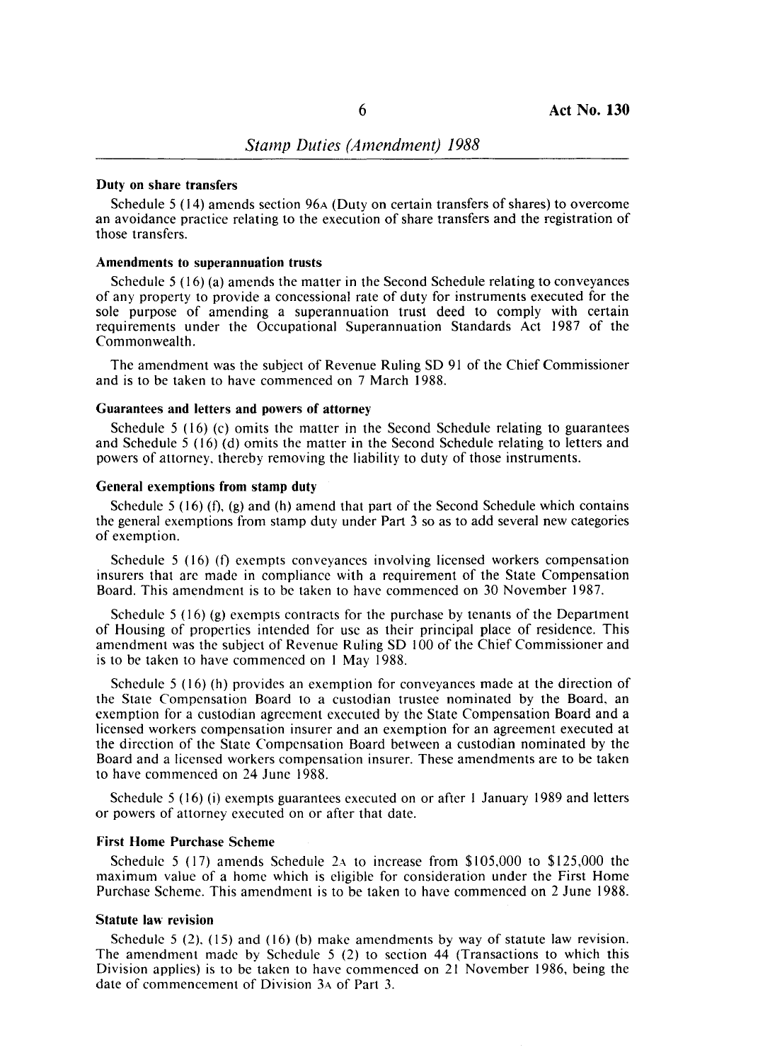#### Duty on share transfers

Schedule 5 (14) amends section 96A (Duty on certain transfers of shares) to overcome an avoidance practice relating to the execution of share transfers and the registration of those transfers.

#### Amendments to superannuation trusts

Schedule 5 (16) (a) amends the matter in the Second Schedule relating to conveyances of any property to provide a concessional rate of duty for instruments executed for the sole purpose of amending a superannuation trust deed to comply with certain requirements under the Occupational Superannuation Standards Act 1987 of the Commonwealth.

The amendment was the subject of Revenue Ruling SD 91 of the Chief Commissioner and is to be taken to have commenced on 7 March 1988.

#### Guarantees and letters and powers of attorney

Schedule 5 (16) (c) omits the matter in the Second Schedule relating to guarantees and Schedule 5 (16) (d) omits the matter in the Second Schedule relating to letters and powers of attorney, thereby removing the liability to duty of those instruments.

#### General exemptions from stamp duty

Schedule 5 (16) (f), (g) and (h) amend that part of the Second Schedule which contains the general exemptions from stamp duty under Part 3 so as to add several new categories of exemption.

Schedule 5 (16) (f) exempts conveyances involving licensed workers compensation insurers that are made in compliance with a requirement of the State Compensation Board. This amendment is to be taken to have commenced on 30 November 1987.

Schedule 5 (16) (g) exempts contracts for the purchase by tenants of the Department of Housing of properties intended for use as their principal place of residence. This amendment was the subject of Revenue Ruling SD 100 of the Chief Commissioner and is to be taken to have commenced on 1 May 1988.

Schedule 5 (16) (h) provides an exemption for conveyances made at the direction of the State Compensation Board to a custodian trustee nominated by the Board, an exemption for a custodian agreement executed by the State Compensation Board and a licensed workers compensation insurer and an exemption for an agreement executed at the direction of the State Compensation Board between a custodian nominated by the Board and a licensed workers compensation insurer. These amendments are to be taken to have commenced on 24 June 1988.

Schedule 5 (16) (i) exempts guarantees executed on or after 1 January 1989 and letters or powers of attorney executed on or after that date.

#### First Home Purchase Scheme

Schedule 5 (17) amends Schedule 2A to increase from $105,000 to $125,000 the maximum value of a home which is eligible for consideration under the First Home Purchase Scheme. This amendment is to be taken to have commenced on 2 June 1988.

#### Statute law revision

Schedule 5 (2), (15) and (16) (b) make amendments by way of statute law revision. The amendment made by Schedule 5 (2) to section 44 (Transactions to which this Division applies) is to be taken to have commenced on 21 November 1986, being the date of commencement of Division 3A of Part 3.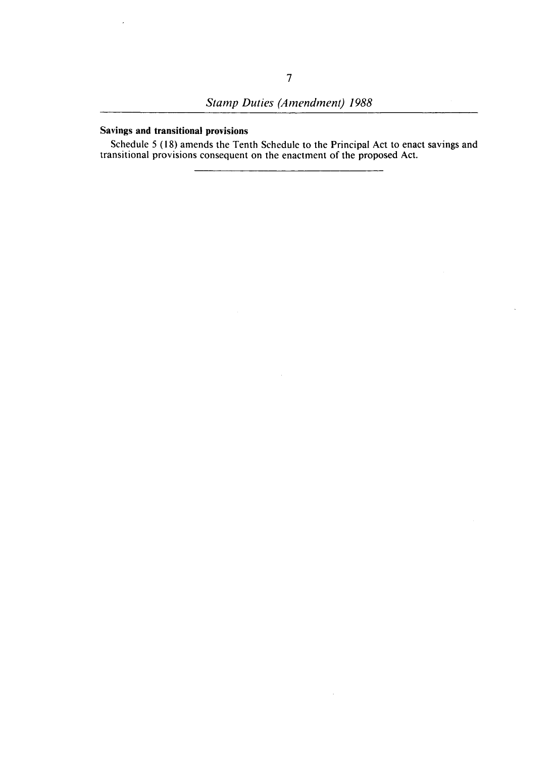**Savings and transitional provisions**

Schedule 5 (18) amends the Tenth Schedule to the Principal Act to enact savings and transitional provisions consequent on the enactment of the proposed Act.